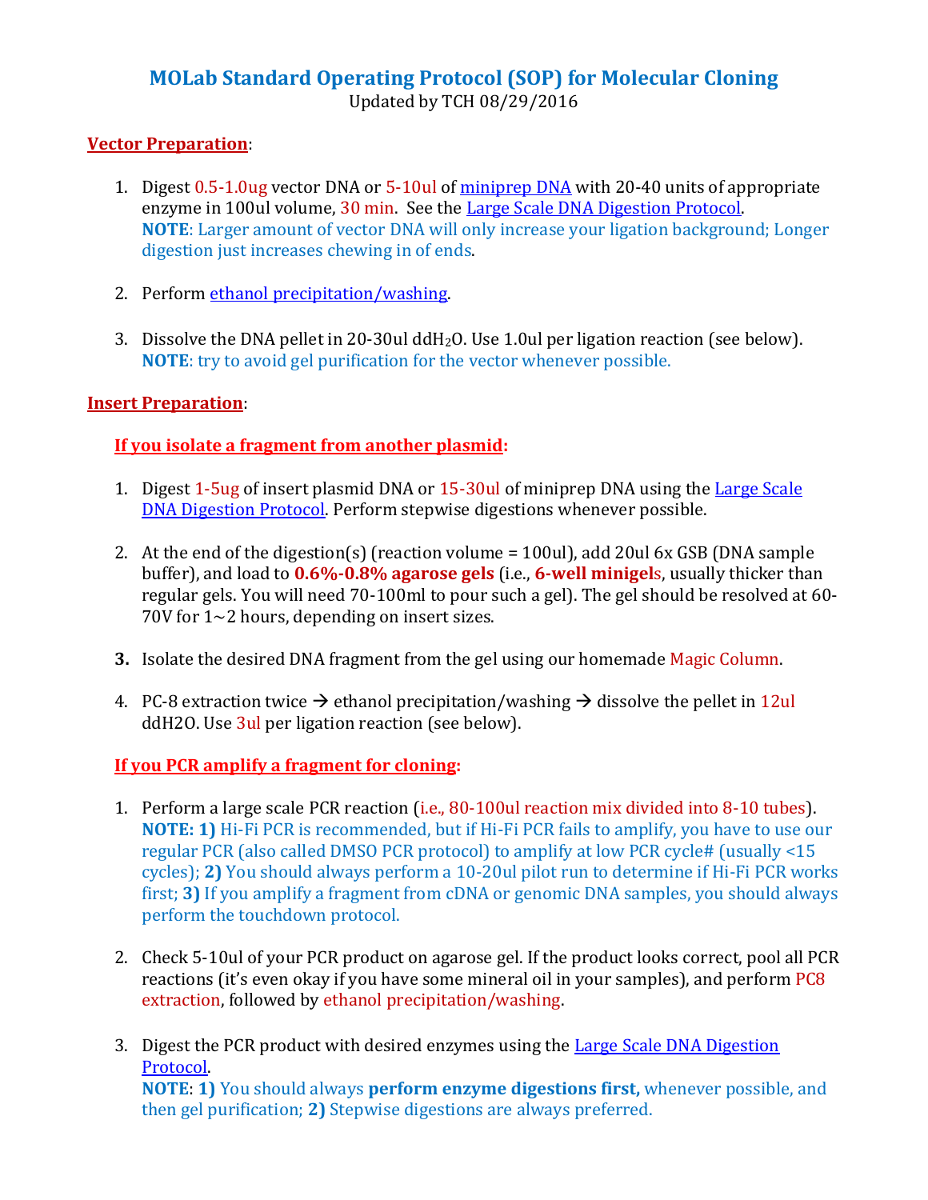# MOLab Standard Operating Protocol (SOP) for Molecular Cloning

Updated by TCH 08/29/2016

## Vector Preparation:

1. Digest 0.5-1.0ug vector DNA or 5-10ul of miniprep DNA with 20-40 units of appropriate enzyme in 100ul volume, 30 min. See the Large Scale DNA Digestion Protocol.
   **NOTE**: Larger amount of vector DNA will only increase your ligation background; Longer digestion just increases chewing in of ends.

2. Perform ethanol precipitation/washing.

3. Dissolve the DNA pellet in 20-30ul $ddH_2O$. Use 1.0ul per ligation reaction (see below).
   **NOTE**: try to avoid gel purification for the vector whenever possible.

## Insert Preparation:

### If you isolate a fragment from another plasmid:

1. Digest 1-5ug of insert plasmid DNA or 15-30ul of miniprep DNA using the Large Scale DNA Digestion Protocol. Perform stepwise digestions whenever possible.

2. At the end of the digestion(s) (reaction volume = 100ul), add 20ul 6x GSB (DNA sample buffer), and load to **0.6%-0.8% agarose gels** (i.e., **6-well minigels**, usually thicker than regular gels. You will need 70-100ml to pour such a gel). The gel should be resolved at 60-70V for 1~2 hours, depending on insert sizes.

3. Isolate the desired DNA fragment from the gel using our homemade Magic Column.

4. PC-8 extraction twice → ethanol precipitation/washing → dissolve the pellet in 12ul ddH2O. Use 3ul per ligation reaction (see below).

### If you PCR amplify a fragment for cloning:

1. Perform a large scale PCR reaction (i.e., 80-100ul reaction mix divided into 8-10 tubes).
   **NOTE: 1)** Hi-Fi PCR is recommended, but if Hi-Fi PCR fails to amplify, you have to use our regular PCR (also called DMSO PCR protocol) to amplify at low PCR cycle# (usually <15 cycles); **2)** You should always perform a 10-20ul pilot run to determine if Hi-Fi PCR works first; **3)** If you amplify a fragment from cDNA or genomic DNA samples, you should always perform the touchdown protocol.

2. Check 5-10ul of your PCR product on agarose gel. If the product looks correct, pool all PCR reactions (it's even okay if you have some mineral oil in your samples), and perform PC8 extraction, followed by ethanol precipitation/washing.

3. Digest the PCR product with desired enzymes using the Large Scale DNA Digestion Protocol.
   **NOTE**: **1)** You should always **perform enzyme digestions first,** whenever possible, and then gel purification; **2)** Stepwise digestions are always preferred.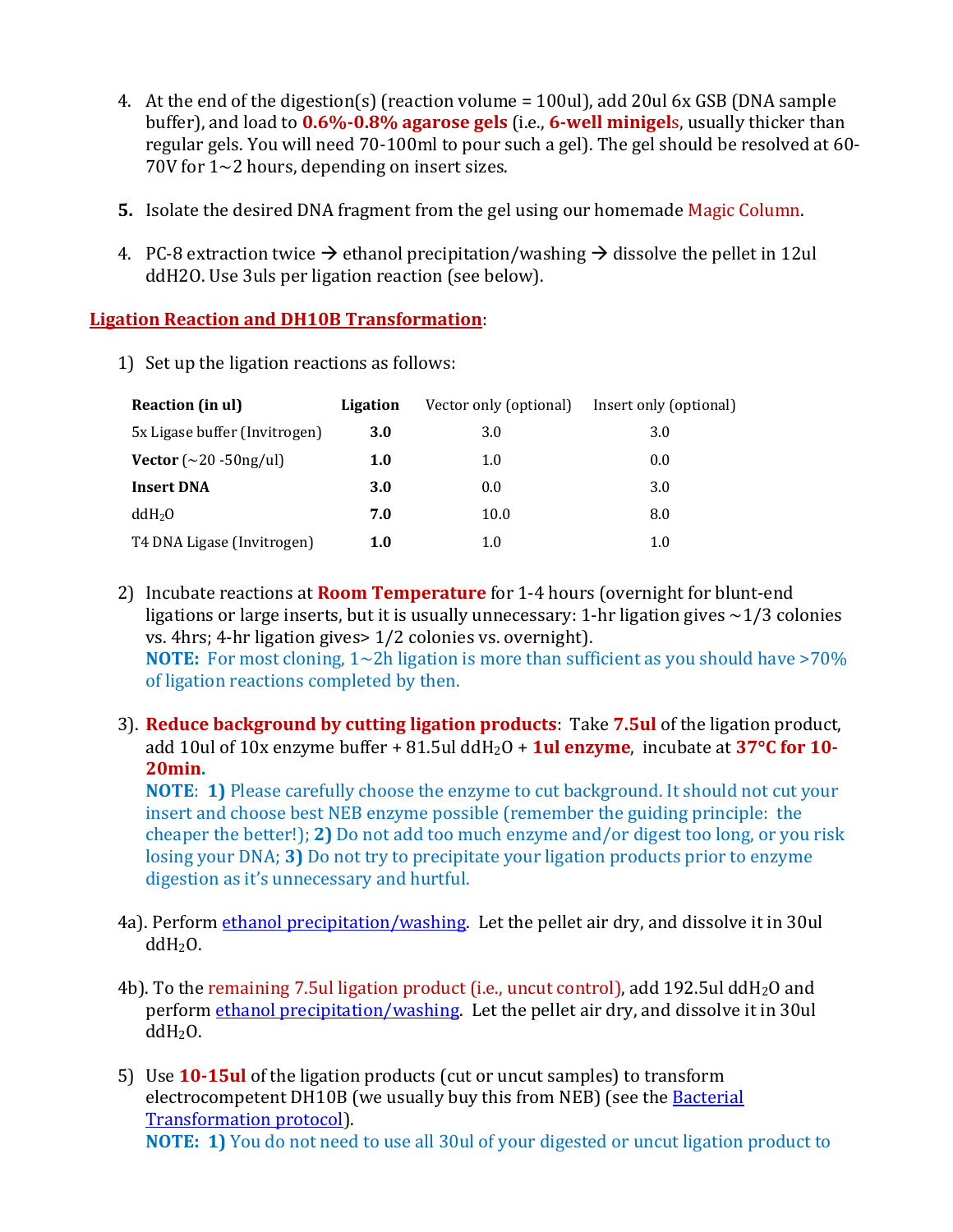4. At the end of the digestion(s) (reaction volume = 100ul), add 20ul 6x GSB (DNA sample buffer), and load to **0.6%-0.8% agarose gels** (i.e., **6-well minigel**s, usually thicker than regular gels. You will need 70-100ml to pour such a gel). The gel should be resolved at 60-70V for 1~2 hours, depending on insert sizes.

**5.** Isolate the desired DNA fragment from the gel using our homemade Magic Column.

4. PC-8 extraction twice → ethanol precipitation/washing → dissolve the pellet in 12ul ddH2O. Use 3uls per ligation reaction (see below).

**Ligation Reaction and DH10B Transformation**:

1) Set up the ligation reactions as follows:

| Reaction (in ul) | Ligation | Vector only (optional) | Insert only (optional) |
|---|---|---|---|
| 5x Ligase buffer (Invitrogen) | **3.0** | 3.0 | 3.0 |
| **Vector** (~20 -50ng/ul) | **1.0** | 1.0 | 0.0 |
| **Insert DNA** | **3.0** | 0.0 | 3.0 |
| $ddH_2O$ | **7.0** | 10.0 | 8.0 |
| T4 DNA Ligase (Invitrogen) | **1.0** | 1.0 | 1.0 |

2) Incubate reactions at **Room Temperature** for 1-4 hours (overnight for blunt-end ligations or large inserts, but it is usually unnecessary: 1-hr ligation gives ~1/3 colonies vs. 4hrs; 4-hr ligation gives> 1/2 colonies vs. overnight).
**NOTE:** For most cloning, 1~2h ligation is more than sufficient as you should have >70% of ligation reactions completed by then.

3). **Reduce background by cutting ligation products**: Take **7.5ul** of the ligation product, add 10ul of 10x enzyme buffer + 81.5ul $ddH_2O$ + **1ul enzyme**, incubate at **37°C for 10-20min**.
**NOTE**: **1)** Please carefully choose the enzyme to cut background. It should not cut your insert and choose best NEB enzyme possible (remember the guiding principle: the cheaper the better!); **2)** Do not add too much enzyme and/or digest too long, or you risk losing your DNA; **3)** Do not try to precipitate your ligation products prior to enzyme digestion as it's unnecessary and hurtful.

4a). Perform ethanol precipitation/washing. Let the pellet air dry, and dissolve it in 30ul $ddH_2O$.

4b). To the remaining 7.5ul ligation product (i.e., uncut control), add 192.5ul $ddH_2O$ and perform ethanol precipitation/washing. Let the pellet air dry, and dissolve it in 30ul $ddH_2O$.

5) Use **10-15ul** of the ligation products (cut or uncut samples) to transform electrocompetent DH10B (we usually buy this from NEB) (see the Bacterial Transformation protocol).
**NOTE: 1)** You do not need to use all 30ul of your digested or uncut ligation product to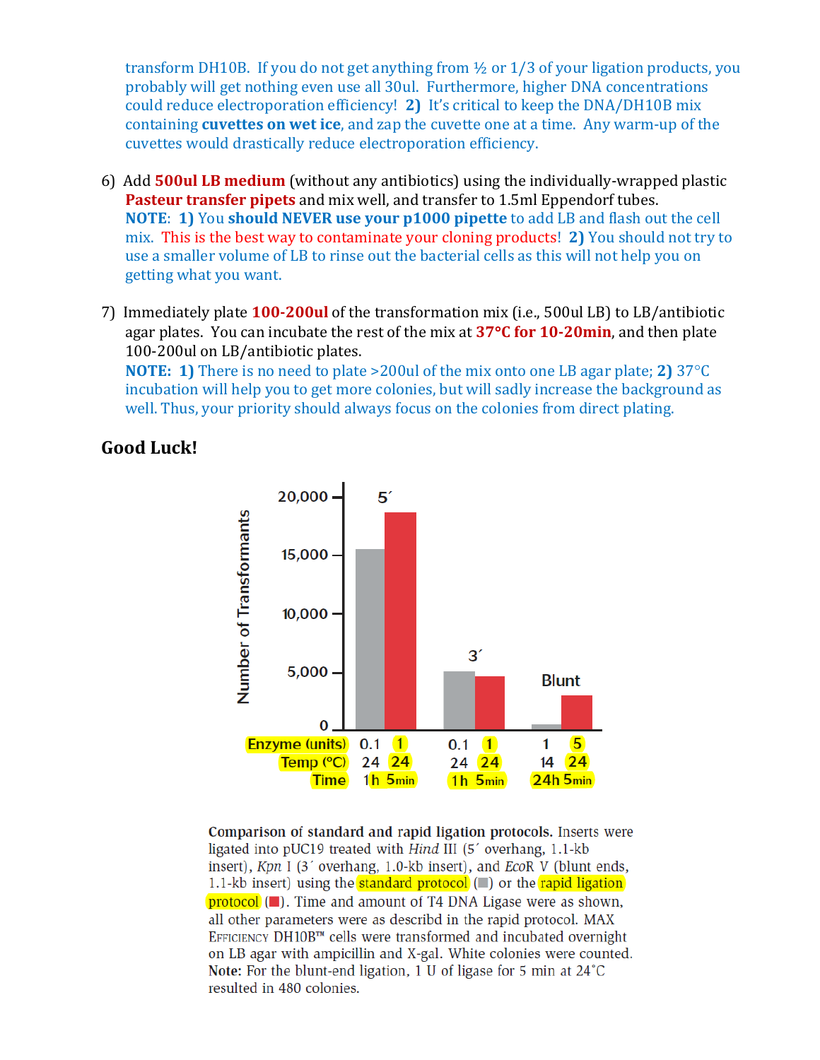transform DH10B. If you do not get anything from ½ or 1/3 of your ligation products, you probably will get nothing even use all 30ul. Furthermore, higher DNA concentrations could reduce electroporation efficiency! **2)** It's critical to keep the DNA/DH10B mix containing **cuvettes on wet ice**, and zap the cuvette one at a time. Any warm-up of the cuvettes would drastically reduce electroporation efficiency.

6) Add **500ul LB medium** (without any antibiotics) using the individually-wrapped plastic **Pasteur transfer pipets** and mix well, and transfer to 1.5ml Eppendorf tubes.
   **NOTE**: **1)** You **should NEVER use your p1000 pipette** to add LB and flash out the cell mix. This is the best way to contaminate your cloning products! **2)** You should not try to use a smaller volume of LB to rinse out the bacterial cells as this will not help you on getting what you want.

7) Immediately plate **100-200ul** of the transformation mix (i.e., 500ul LB) to LB/antibiotic agar plates. You can incubate the rest of the mix at **37°C for 10-20min**, and then plate 100-200ul on LB/antibiotic plates.
   **NOTE: 1)** There is no need to plate >200ul of the mix onto one LB agar plate; **2)** 37°C incubation will help you to get more colonies, but will sadly increase the background as well. Thus, your priority should always focus on the colonies from direct plating.

## Good Luck!

| | 5´ | | 3´ | | Blunt | |
|---|---|---|---|---|---|---|
| Enzyme (units) | 0.1 | 1 | 0.1 | 1 | 1 | 5 |
| Temp (°C) | 24 | 24 | 24 | 24 | 14 | 24 |
| Time | 1h | 5min | 1h | 5min | 24h | 5min |

**Comparison of standard and rapid ligation protocols.** Inserts were ligated into pUC19 treated with *Hind* III (5´ overhang, 1.1-kb insert), *Kpn* I (3´ overhang, 1.0-kb insert), and *EcoR* V (blunt ends, 1.1-kb insert) using the standard protocol (■) or the rapid ligation protocol (■). Time and amount of T4 DNA Ligase were as shown, all other parameters were as describd in the rapid protocol. MAX EFFICIENCY DH10B™ cells were transformed and incubated overnight on LB agar with ampicillin and X-gal. White colonies were counted. **Note:** For the blunt-end ligation, 1 U of ligase for 5 min at 24˚C resulted in 480 colonies.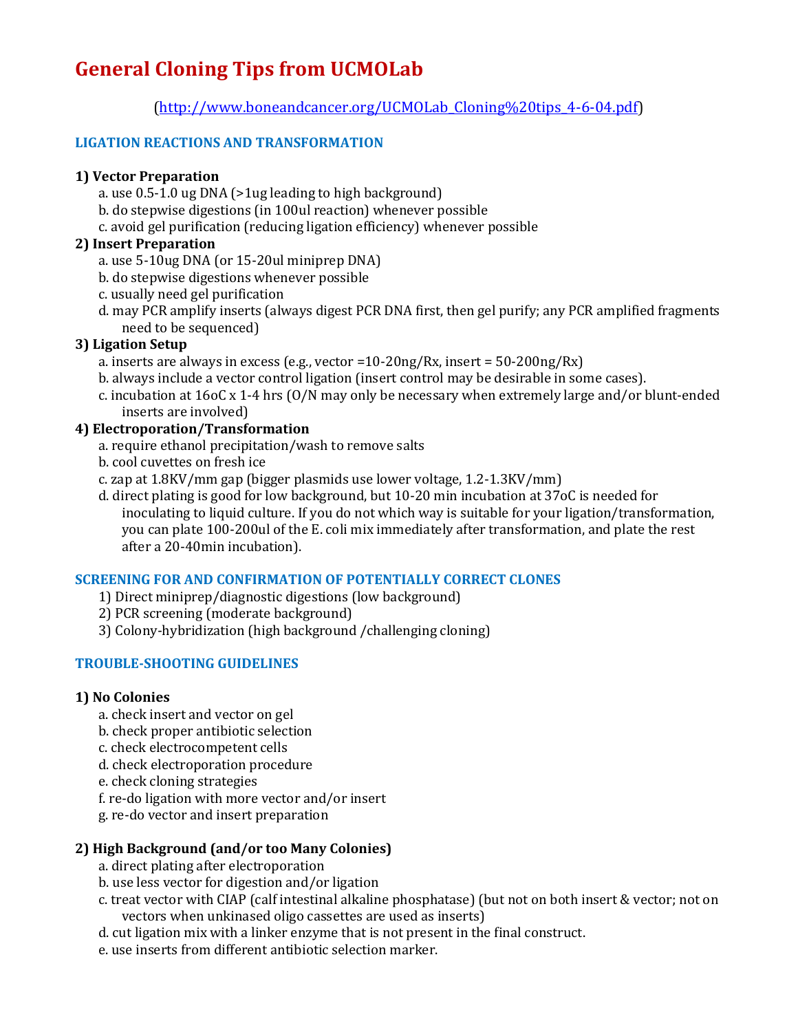# General Cloning Tips from UCMOLab

([http://www.boneandcancer.org/UCMOLab_Cloning%20tips_4-6-04.pdf](http://www.boneandcancer.org/UCMOLab_Cloning%20tips_4-6-04.pdf))

### LIGATION REACTIONS AND TRANSFORMATION

**1) Vector Preparation**

a. use 0.5-1.0 ug DNA (>1ug leading to high background)
b. do stepwise digestions (in 100ul reaction) whenever possible
c. avoid gel purification (reducing ligation efficiency) whenever possible

**2) Insert Preparation**

a. use 5-10ug DNA (or 15-20ul miniprep DNA)
b. do stepwise digestions whenever possible
c. usually need gel purification
d. may PCR amplify inserts (always digest PCR DNA first, then gel purify; any PCR amplified fragments need to be sequenced)

**3) Ligation Setup**

a. inserts are always in excess (e.g., vector =10-20ng/Rx, insert = 50-200ng/Rx)
b. always include a vector control ligation (insert control may be desirable in some cases).
c. incubation at 16oC x 1-4 hrs (O/N may only be necessary when extremely large and/or blunt-ended inserts are involved)

**4) Electroporation/Transformation**

a. require ethanol precipitation/wash to remove salts
b. cool cuvettes on fresh ice
c. zap at 1.8KV/mm gap (bigger plasmids use lower voltage, 1.2-1.3KV/mm)
d. direct plating is good for low background, but 10-20 min incubation at 37oC is needed for inoculating to liquid culture. If you do not which way is suitable for your ligation/transformation, you can plate 100-200ul of the E. coli mix immediately after transformation, and plate the rest after a 20-40min incubation).

### SCREENING FOR AND CONFIRMATION OF POTENTIALLY CORRECT CLONES

1) Direct miniprep/diagnostic digestions (low background)
2) PCR screening (moderate background)
3) Colony-hybridization (high background /challenging cloning)

### TROUBLE-SHOOTING GUIDELINES

**1) No Colonies**

a. check insert and vector on gel
b. check proper antibiotic selection
c. check electrocompetent cells
d. check electroporation procedure
e. check cloning strategies
f. re-do ligation with more vector and/or insert
g. re-do vector and insert preparation

**2) High Background (and/or too Many Colonies)**

a. direct plating after electroporation
b. use less vector for digestion and/or ligation
c. treat vector with CIAP (calf intestinal alkaline phosphatase) (but not on both insert & vector; not on vectors when unkinased oligo cassettes are used as inserts)
d. cut ligation mix with a linker enzyme that is not present in the final construct.
e. use inserts from different antibiotic selection marker.